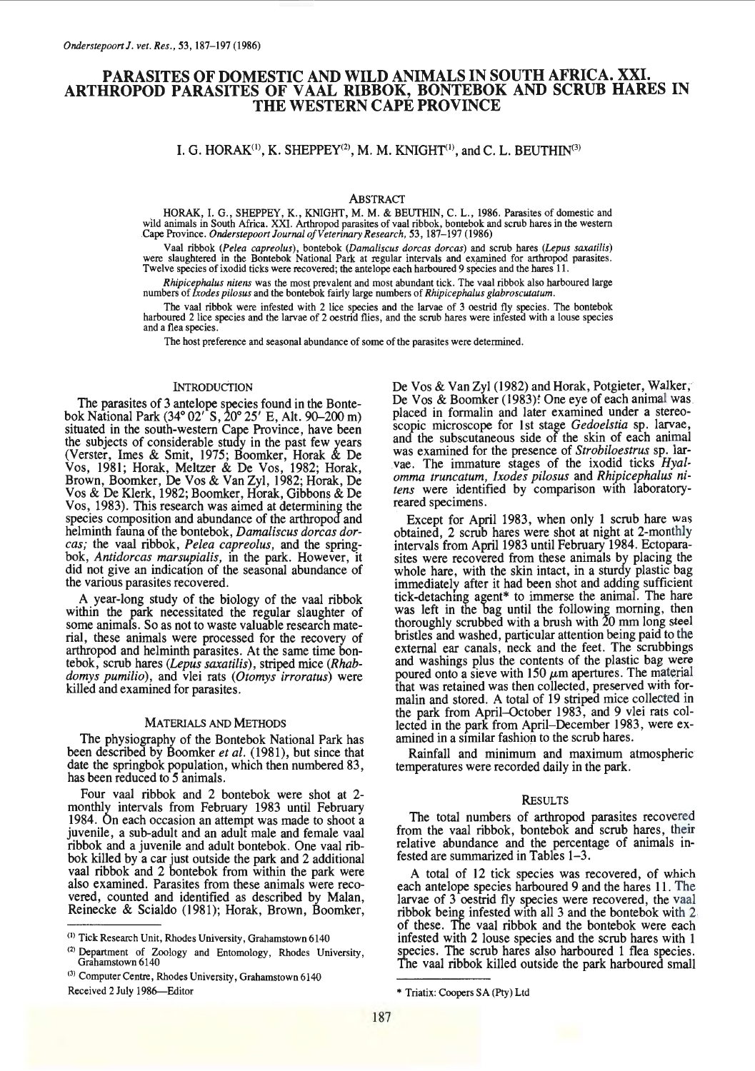# PARASITES OF DOMESTIC AND WILD ANIMALS IN SOUTH AFRICA. XXI. ARTHROPOD PARASITES OF VAAL RIBBOK, BONTEBOK AND SCRUB HARES IN THE WESTERN CAPE PROVINCE

I. G. HORAK[1], K. SHEPPEY[2], M. M. KNIGHT[1], and C. L. BEUTHIN[3]

## ABSTRACT

HORAK, I. G., SHEPPEY, K., KNIGHT, M. M. & BEUTHIN, C. L., 1986. Parasites of domestic and wild animals in South Africa. XXI. Arthropod parasites of vaal ribbok, bontebok and scrub hares in the western Cape Province. *Onderstepoort Journal of Veterinary Research*, 53, 187–197 (1986)

Vaal ribbok (*Pelea capreolus*), bontebok (*Damaliscus dorcas dorcas*) and scrub hares (*Lepus saxatilis*) were slaughtered in the Bontebok National Park at regular intervals and examined for arthropod parasites. Twelve species of ixodid ticks were recovered; the antelope each harboured 9 species and the hares 11.

*Rhipicephalus nitens* was the most prevalent and most abundant tick. The vaal ribbok also harboured large numbers of *Ixodes pilosus* and the bontebok fairly large numbers of *Rhipicephalus glabroscutatum*.

The vaal ribbok were infested with 2 lice species and the larvae of 3 oestrid fly species. The bontebok harboured 2 lice species and the larvae of 2 oestrid flies, and the scrub hares were infested with a louse species and a flea species.

The host preference and seasonal abundance of some of the parasites were determined.

## INTRODUCTION

The parasites of 3 antelope species found in the Bontebok National Park (34° 02′ S, 20° 25′ E, Alt. 90–200 m) situated in the south-western Cape Province, have been the subjects of considerable study in the past few years (Verster, Imes & Smit, 1975; Boomker, Horak & De Vos, 1981; Horak, Meltzer & De Vos, 1982; Horak, Brown, Boomker, De Vos & Van Zyl, 1982; Horak, De Vos & De Klerk, 1982; Boomker, Horak, Gibbons & De Vos, 1983). This research was aimed at determining the species composition and abundance of the arthropod and helminth fauna of the bontebok, *Damaliscus dorcas dorcas;* the vaal ribbok, *Pelea capreolus,* and the springbok, *Antidorcas marsupialis,* in the park. However, it did not give an indication of the seasonal abundance of the various parasites recovered.

A year-long study of the biology of the vaal ribbok within the park necessitated the regular slaughter of some animals. So as not to waste valuable research material, these animals were processed for the recovery of arthropod and helminth parasites. At the same time bontebok, scrub hares (*Lepus saxatilis*), striped mice (*Rhabdomys pumilio*), and vlei rats (*Otomys irroratus*) were killed and examined for parasites.

## MATERIALS AND METHODS

The physiography of the Bontebok National Park has been described by Boomker *et al.* (1981), but since that date the springbok population, which then numbered 83, has been reduced to 5 animals.

Four vaal ribbok and 2 bontebok were shot at 2-monthly intervals from February 1983 until February 1984. On each occasion an attempt was made to shoot a juvenile, a sub-adult and an adult male and female vaal ribbok and a juvenile and adult bontebok. One vaal ribbok killed by a car just outside the park and 2 additional vaal ribbok and 2 bontebok from within the park were also examined. Parasites from these animals were recovered, counted and identified as described by Malan, Reinecke & Scialdo (1981); Horak, Brown, Boomker, De Vos & Van Zyl (1982) and Horak, Potgieter, Walker, De Vos & Boomker (1983). One eye of each animal was placed in formalin and later examined under a stereoscopic microscope for 1st stage *Gedoelstia* sp. larvae, and the subscutaneous side of the skin of each animal was examined for the presence of *Strobiloestrus* sp. larvae. The immature stages of the ixodid ticks *Hyalomma truncatum, Ixodes pilosus* and *Rhipicephalus nitens* were identified by comparison with laboratory-reared specimens.

Except for April 1983, when only 1 scrub hare was obtained, 2 scrub hares were shot at night at 2-monthly intervals from April 1983 until February 1984. Ectoparasites were recovered from these animals by placing the whole hare, with the skin intact, in a sturdy plastic bag immediately after it had been shot and adding sufficient tick-detaching agent* to immerse the animal. The hare was left in the bag until the following morning, then thoroughly scrubbed with a brush with 20 mm long steel bristles and washed, particular attention being paid to the external ear canals, neck and the feet. The scrubbings and washings plus the contents of the plastic bag were poured onto a sieve with 150 μm apertures. The material that was retained was then collected, preserved with formalin and stored. A total of 19 striped mice collected in the park from April–October 1983, and 9 vlei rats collected in the park from April–December 1983, were examined in a similar fashion to the scrub hares.

Rainfall and minimum and maximum atmospheric temperatures were recorded daily in the park.

## RESULTS

The total numbers of arthropod parasites recovered from the vaal ribbok, bontebok and scrub hares, their relative abundance and the percentage of animals infested are summarized in Tables 1–3.

A total of 12 tick species was recovered, of which each antelope species harboured 9 and the hares 11. The larvae of 3 oestrid fly species were recovered, the vaal ribbok being infested with all 3 and the bontebok with 2 of these. The vaal ribbok and the bontebok were each infested with 2 louse species and the scrub hares with 1 species. The scrub hares also harboured 1 flea species. The vaal ribbok killed outside the park harboured small

---

[1] Tick Research Unit, Rhodes University, Grahamstown 6140

[2] Department of Zoology and Entomology, Rhodes University, Grahamstown 6140

[3] Computer Centre, Rhodes University, Grahamstown 6140

Received 2 July 1986—Editor

\* Triatix: Coopers SA (Pty) Ltd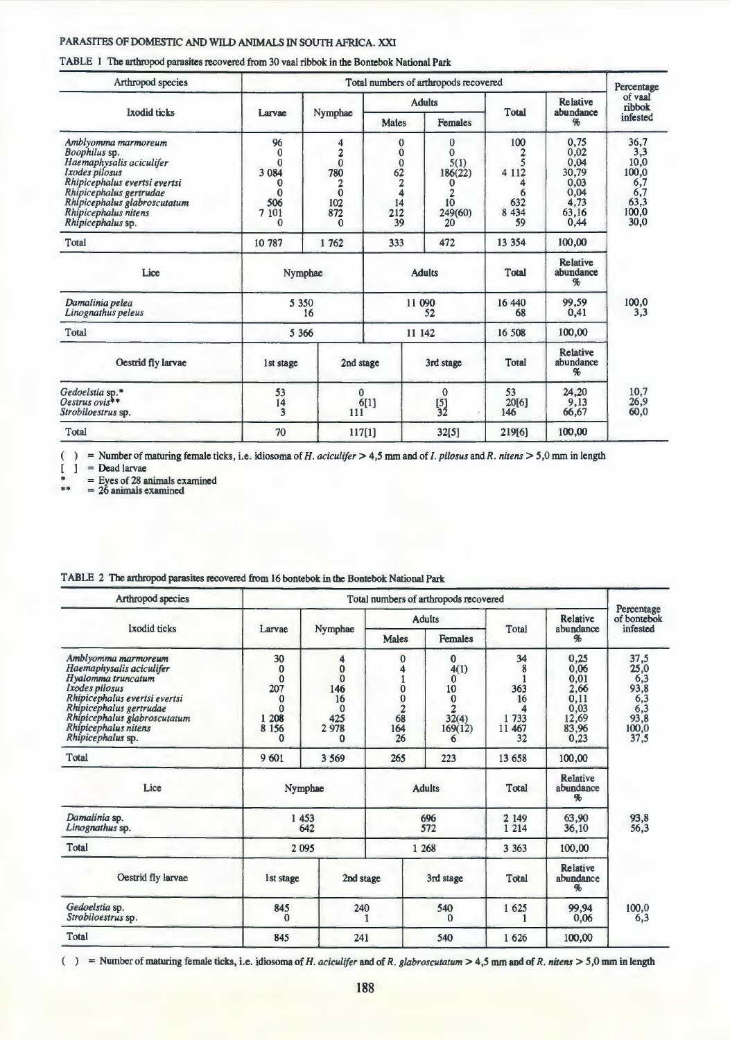TABLE 1 The arthropod parasites recovered from 30 vaal ribbok in the Bontebok National Park

| Arthropod species | Total numbers of arthropods recovered | | | | | | Percentage of vaal ribbok infested |
|---|---|---|---|---|---|---|---|
| Ixodid ticks | Larvae | Nymphae | Adults | | Total | Relative abundance % | |
| | | | Males | Females | | | |
| *Amblyomma marmoreum* | 96 | 4 | 0 | 0 | 100 | 0,75 | 36,7 |
| *Boophilus* sp. | 0 | 2 | 0 | 0 | 2 | 0,02 | 3,3 |
| *Haemaphysalis aciculifer* | 0 | 0 | 0 | 5(1) | 5 | 0,04 | 10,0 |
| *Ixodes pilosus* | 3 084 | 780 | 62 | 186(22) | 4 112 | 30,79 | 100,0 |
| *Rhipicephalus evertsi evertsi* | 0 | 2 | 2 | 0 | 4 | 0,03 | 6,7 |
| *Rhipicephalus gertrudae* | 0 | 0 | 4 | 2 | 6 | 0,04 | 6,7 |
| *Rhipicephalus glabroscutatum* | 506 | 102 | 14 | 10 | 632 | 4,73 | 63,3 |
| *Rhipicephalus nitens* | 7 101 | 872 | 212 | 249(60) | 8 434 | 63,16 | 100,0 |
| *Rhipicephalus* sp. | 0 | 0 | 39 | 20 | 59 | 0,44 | 30,0 |
| Total | 10 787 | 1 762 | 333 | 472 | 13 354 | 100,00 | |
| Lice | Nymphae | | Adults | | Total | Relative abundance % | |
| *Damalinia pelea* | 5 350 | | 11 090 | | 16 440 | 99,59 | 100,0 |
| *Linognathus peleus* | 16 | | 52 | | 68 | 0,41 | 3,3 |
| Total | 5 366 | | 11 142 | | 16 508 | 100,00 | |
| Oestrid fly larvae | 1st stage | 2nd stage | | 3rd stage | Total | Relative abundance % | |
| *Gedoelstia* sp.* | 53 | 0 | | 0 | 53 | 24,20 | 10,7 |
| *Oestrus ovis*** | 14 | 6[1] | | [5] | 20[6] | 9,13 | 26,9 |
| *Strobiloestrus* sp. | 3 | 111 | | 32 | 146 | 66,67 | 60,0 |
| Total | 70 | 117[1] | | 32[5] | 219[6] | 100,00 | |

( ) = Number of maturing female ticks, i.e. idiosoma of *H. aciculifer* > 4,5 mm and of *I. pilosus* and *R. nitens* > 5,0 mm in length
[ ] = Dead larvae
\* = Eyes of 28 animals examined
\*\* = 26 animals examined

TABLE 2 The arthropod parasites recovered from 16 bontebok in the Bontebok National Park

| Arthropod species | Total numbers of arthropods recovered | | | | | | Percentage of bontebok infested |
|---|---|---|---|---|---|---|---|
| Ixodid ticks | Larvae | Nymphae | Adults | | Total | Relative abundance % | |
| | | | Males | Females | | | |
| *Amblyomma marmoreum* | 30 | 4 | 0 | 0 | 34 | 0,25 | 37,5 |
| *Haemaphysalis aciculifer* | 0 | 0 | 4 | 4(1) | 8 | 0,06 | 25,0 |
| *Hyalomma truncatum* | 0 | 0 | 1 | 0 | 1 | 0,01 | 6,3 |
| *Ixodes pilosus* | 207 | 146 | 0 | 10 | 363 | 2,66 | 93,8 |
| *Rhipicephalus evertsi evertsi* | 0 | 16 | 0 | 0 | 16 | 0,11 | 6,3 |
| *Rhipicephalus gertrudae* | 0 | 0 | 2 | 2 | 4 | 0,03 | 6,3 |
| *Rhipicephalus glabroscutatum* | 1 208 | 425 | 68 | 32(4) | 1 733 | 12,69 | 93,8 |
| *Rhipicephalus nitens* | 8 156 | 2 978 | 164 | 169(12) | 11 467 | 83,96 | 100,0 |
| *Rhipicephalus* sp. | 0 | 0 | 26 | 6 | 32 | 0,23 | 37,5 |
| Total | 9 601 | 3 569 | 265 | 223 | 13 658 | 100,00 | |
| Lice | Nymphae | | Adults | | Total | Relative abundance % | |
| *Damalinia* sp. | 1 453 | | 696 | | 2 149 | 63,90 | 93,8 |
| *Linognathus* sp. | 642 | | 572 | | 1 214 | 36,10 | 56,3 |
| Total | 2 095 | | 1 268 | | 3 363 | 100,00 | |
| Oestrid fly larvae | 1st stage | 2nd stage | | 3rd stage | Total | Relative abundance % | |
| *Gedoelstia* sp. | 845 | 240 | | 540 | 1 625 | 99,94 | 100,0 |
| *Strobiloestrus* sp. | 0 | 1 | | 0 | 1 | 0,06 | 6,3 |
| Total | 845 | 241 | | 540 | 1 626 | 100,00 | |

( ) = Number of maturing female ticks, i.e. idiosoma of *H. aciculifer* and of *R. glabroscutatum* > 4,5 mm and of *R. nitens* > 5,0 mm in length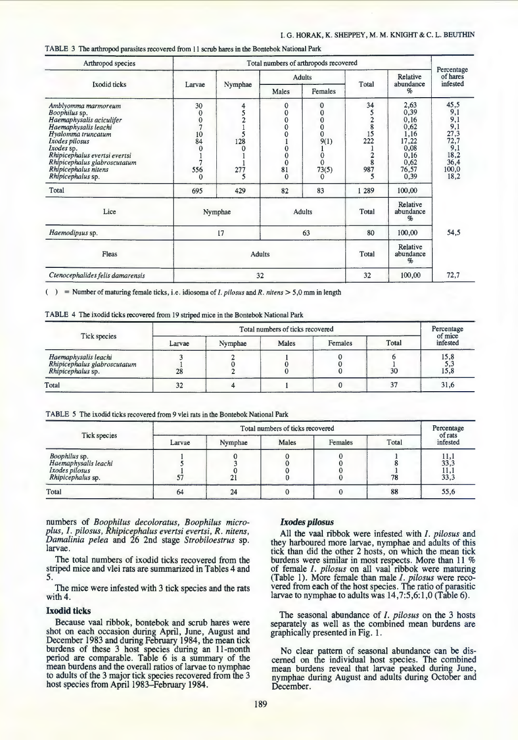TABLE 3 The arthropod parasites recovered from 11 scrub hares in the Bontebok National Park

| Arthropod species | Total numbers of arthropods recovered | | | | | | Percentage of hares infested |
|---|---|---|---|---|---|---|---|
| Ixodid ticks | Larvae | Nymphae | Adults: Males | Adults: Females | Total | Relative abundance % | |
| *Amblyomma marmoreum* | 30 | 4 | 0 | 0 | 34 | 2,63 | 45,5 |
| *Boophilus* sp. | 0 | 5 | 0 | 0 | 5 | 0,39 | 9,1 |
| *Haemaphysalis aciculifer* | 0 | 2 | 0 | 0 | 2 | 0,16 | 9,1 |
| *Haemaphysalis leachi* | 7 | 1 | 0 | 0 | 8 | 0,62 | 9,1 |
| *Hyalomma truncatum* | 10 | 5 | 0 | 0 | 15 | 1,16 | 27,3 |
| *Ixodes pilosus* | 84 | 128 | 1 | 9(1) | 222 | 17,22 | 72,7 |
| *Ixodes* sp. | 0 | 0 | 0 | 1 | 1 | 0,08 | 9,1 |
| *Rhipicephalus evertsi evertsi* | 1 | 1 | 0 | 0 | 2 | 0,16 | 18,2 |
| *Rhipicephalus glabroscutatum* | 7 | 1 | 0 | 0 | 8 | 0,62 | 36,4 |
| *Rhipicephalus nitens* | 556 | 277 | 81 | 73(5) | 987 | 76,57 | 100,0 |
| *Rhipicephalus* sp. | 0 | 5 | 0 | 0 | 5 | 0,39 | 18,2 |
| Total | 695 | 429 | 82 | 83 | 1 289 | 100,00 | |
| Lice | Nymphae | | Adults | | Total | Relative abundance % | |
| *Haemodipsus* sp. | 17 | | 63 | | 80 | 100,00 | 54,5 |
| Fleas | Adults | | | | Total | Relative abundance % | |
| *Ctenocephalides felis damarensis* | 32 | | | | 32 | 100,00 | 72,7 |

( ) = Number of maturing female ticks, i.e. idiosoma of *I. pilosus* and *R. nitens* > 5,0 mm in length

TABLE 4 The ixodid ticks recovered from 19 striped mice in the Bontebok National Park

| Tick species | Total numbers of ticks recovered | | | | | Percentage of mice infested |
|---|---|---|---|---|---|---|
| | Larvae | Nymphae | Males | Females | Total | |
| *Haemaphysalis leachi* | 3 | 2 | 1 | 0 | 6 | 15,8 |
| *Rhipicephalus glabroscutatum* | 1 | 0 | 0 | 0 | 1 | 5,3 |
| *Rhipicephalus* sp. | 28 | 2 | 0 | 0 | 30 | 15,8 |
| Total | 32 | 4 | 1 | 0 | 37 | 31,6 |

TABLE 5 The ixodid ticks recovered from 9 vlei rats in the Bontebok National Park

| Tick species | Total numbers of ticks recovered | | | | | Percentage of rats infested |
|---|---|---|---|---|---|---|
| | Larvae | Nymphae | Males | Females | Total | |
| *Boophilus* sp. | 1 | 0 | 0 | 0 | 1 | 11,1 |
| *Haemaphysalis leachi* | 5 | 3 | 0 | 0 | 8 | 33,3 |
| *Ixodes pilosus* | 1 | 0 | 0 | 0 | 1 | 11,1 |
| *Rhipicephalus* sp. | 57 | 21 | 0 | 0 | 78 | 33,3 |
| Total | 64 | 24 | 0 | 0 | 88 | 55,6 |

numbers of *Boophilus decoloratus, Boophilus microplus, I. pilosus, Rhipicephalus evertsi evertsi, R. nitens, Damalinia pelea* and 26 2nd stage *Strobiloestrus* sp. larvae.

The total numbers of ixodid ticks recovered from the striped mice and vlei rats are summarized in Tables 4 and 5.

The mice were infested with 3 tick species and the rats with 4.

### Ixodid ticks

Because vaal ribbok, bontebok and scrub hares were shot on each occasion during April, June, August and December 1983 and during February 1984, the mean tick burdens of these 3 host species during an 11-month period are comparable. Table 6 is a summary of the mean burdens and the overall ratios of larvae to nymphae to adults of the 3 major tick species recovered from the 3 host species from April 1983–February 1984.

### *Ixodes pilosus*

All the vaal ribbok were infested with *I. pilosus* and they harboured more larvae, nymphae and adults of this tick than did the other 2 hosts, on which the mean tick burdens were similar in most respects. More than 11 % of female *I. pilosus* on all vaal ribbok were maturing (Table 1). More female than male *I. pilosus* were recovered from each of the host species. The ratio of parasitic larvae to nymphae to adults was 14,7:5,6:1,0 (Table 6).

The seasonal abundance of *I. pilosus* on the 3 hosts separately as well as the combined mean burdens are graphically presented in Fig. 1.

No clear pattern of seasonal abundance can be discerned on the individual host species. The combined mean burdens reveal that larvae peaked during June, nymphae during August and adults during October and December.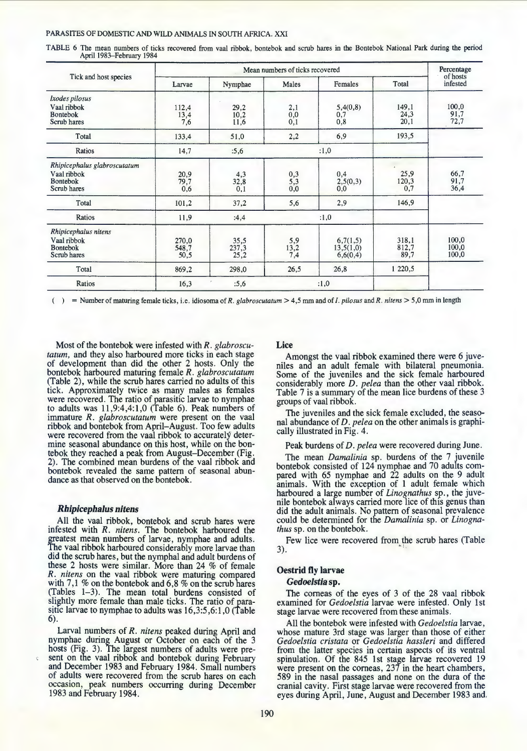TABLE 6 The mean numbers of ticks recovered from vaal ribbok, bontebok and scrub hares in the Bontebok National Park during the period April 1983–February 1984

| Tick and host species | Mean numbers of ticks recovered | | | | | Percentage of hosts infested |
|---|---|---|---|---|---|---|
| | Larvae | Nymphae | Males | Females | Total | |
| *Ixodes pilosus* | | | | | | |
| Vaal ribbok | 112,4 | 29,2 | 2,1 | 5,4(0,8) | 149,1 | 100,0 |
| Bontebok | 13,4 | 10,2 | 0,0 | 0,7 | 24,3 | 91,7 |
| Scrub hares | 7,6 | 11,6 | 0,1 | 0,8 | 20,1 | 72,7 |
| Total | 133,4 | 51,0 | 2,2 | 6,9 | 193,5 | |
| Ratios | 14,7 | :5,6 | | :1,0 | | |
| *Rhipicephalus glabroscutatum* | | | | | | |
| Vaal ribbok | 20,9 | 4,3 | 0,3 | 0,4 | 25,9 | 66,7 |
| Bontebok | 79,7 | 32,8 | 5,3 | 2,5(0,3) | 120,3 | 91,7 |
| Scrub hares | 0,6 | 0,1 | 0,0 | 0,0 | 0,7 | 36,4 |
| Total | 101,2 | 37,2 | 5,6 | 2,9 | 146,9 | |
| Ratios | 11,9 | :4,4 | | :1,0 | | |
| *Rhipicephalus nitens* | | | | | | |
| Vaal ribbok | 270,0 | 35,5 | 5,9 | 6,7(1,5) | 318,1 | 100,0 |
| Bontebok | 548,7 | 237,3 | 13,2 | 13,5(1,0) | 812,7 | 100,0 |
| Scrub hares | 50,5 | 25,2 | 7,4 | 6,6(0,4) | 89,7 | 100,0 |
| Total | 869,2 | 298,0 | 26,5 | 26,8 | 1 220,5 | |
| Ratios | 16,3 | :5,6 | | :1,0 | | |

( ) = Number of maturing female ticks, i.e. idiosoma of *R. glabroscutatum* > 4,5 mm and of *I. pilosus* and *R. nitens* > 5,0 mm in length

Most of the bontebok were infested with *R. glabroscutatum*, and they also harboured more ticks in each stage of development than did the other 2 hosts. Only the bontebok harboured maturing female *R. glabroscutatum* (Table 2), while the scrub hares carried no adults of this tick. Approximately twice as many males as females were recovered. The ratio of parasitic larvae to nymphae to adults was 11,9:4,4:1,0 (Table 6). Peak numbers of immature *R. glabroscutatum* were present on the vaal ribbok and bontebok from April–August. Too few adults were recovered from the vaal ribbok to accurately determine seasonal abundance on this host, while on the bontebok they reached a peak from August–December (Fig. 2). The combined mean burdens of the vaal ribbok and bontebok revealed the same pattern of seasonal abundance as that observed on the bontebok.

### *Rhipicephalus nitens*

All the vaal ribbok, bontebok and scrub hares were infested with *R. nitens*. The bontebok harboured the greatest mean numbers of larvae, nymphae and adults. The vaal ribbok harboured considerably more larvae than did the scrub hares, but the nymphal and adult burdens of these 2 hosts were similar. More than 24 % of female *R. nitens* on the vaal ribbok were maturing compared with 7,1 % on the bontebok and 6,8 % on the scrub hares (Tables 1–3). The mean total burdens consisted of slightly more female than male ticks. The ratio of parasitic larvae to nymphae to adults was 16,3:5,6:1,0 (Table 6).

Larval numbers of *R. nitens* peaked during April and nymphae during August or October on each of the 3 hosts (Fig. 3). The largest numbers of adults were present on the vaal ribbok and bontebok during February and December 1983 and February 1984. Small numbers of adults were recovered from the scrub hares on each occasion, peak numbers occurring during December 1983 and February 1984.

### Lice

Amongst the vaal ribbok examined there were 6 juveniles and an adult female with bilateral pneumonia. Some of the juveniles and the sick female harboured considerably more *D. pelea* than the other vaal ribbok. Table 7 is a summary of the mean lice burdens of these 3 groups of vaal ribbok.

The juveniles and the sick female excluded, the seasonal abundance of *D. pelea* on the other animals is graphically illustrated in Fig. 4.

Peak burdens of *D. pelea* were recovered during June.

The mean *Damalinia* sp. burdens of the 7 juvenile bontebok consisted of 124 nymphae and 70 adults compared with 65 nymphae and 22 adults on the 9 adult animals. With the exception of 1 adult female which harboured a large number of *Linognathus* sp., the juvenile bontebok always carried more lice of this genus than did the adult animals. No pattern of seasonal prevalence could be determined for the *Damalinia* sp. or *Linognathus* sp. on the bontebok.

Few lice were recovered from the scrub hares (Table 3).

### Oestrid fly larvae

#### *Gedoelstia* sp.

The corneas of the eyes of 3 of the 28 vaal ribbok examined for *Gedoelstia* larvae were infested. Only 1st stage larvae were recovered from these animals.

All the bontebok were infested with *Gedoelstia* larvae, whose mature 3rd stage was larger than those of either *Gedoelstia cristata* or *Gedoelstia hassleri* and differed from the latter species in certain aspects of its ventral spinulation. Of the 845 1st stage larvae recovered 19 were present on the corneas, 237 in the heart chambers, 589 in the nasal passages and none on the dura of the cranial cavity. First stage larvae were recovered from the eyes during April, June, August and December 1983 and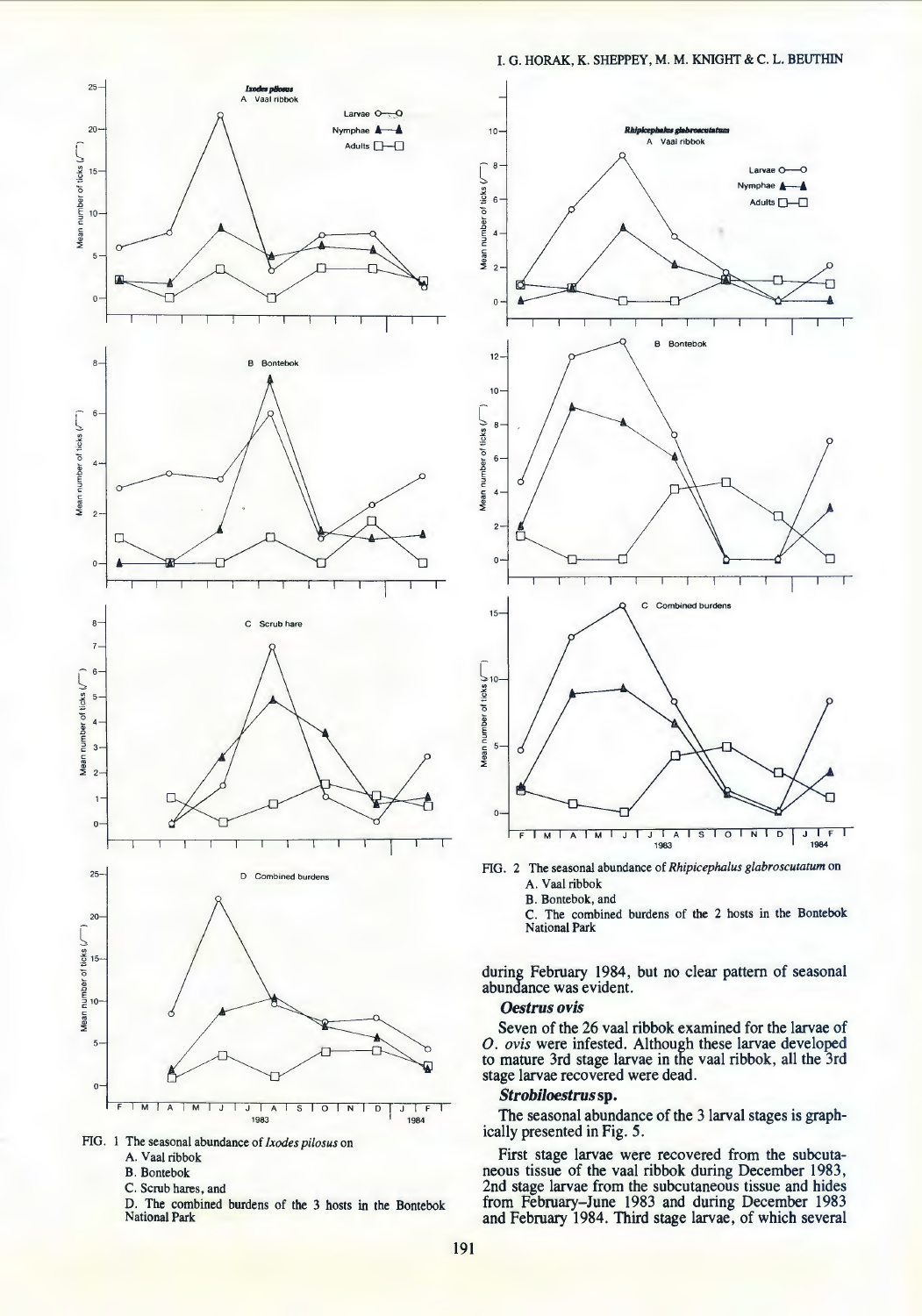FIG. 1 The seasonal abundance of *Ixodes pilosus* on
A. Vaal ribbok
B. Bontebok
C. Scrub hares, and
D. The combined burdens of the 3 hosts in the Bontebok National Park

FIG. 2 The seasonal abundance of *Rhipicephalus glabroscutatum* on
A. Vaal ribbok
B. Bontebok, and
C. The combined burdens of the 2 hosts in the Bontebok National Park

during February 1984, but no clear pattern of seasonal abundance was evident.

### *Oestrus ovis*

Seven of the 26 vaal ribbok examined for the larvae of *O. ovis* were infested. Although these larvae developed to mature 3rd stage larvae in the vaal ribbok, all the 3rd stage larvae recovered were dead.

### *Strobiloestrus* sp.

The seasonal abundance of the 3 larval stages is graphically presented in Fig. 5.

First stage larvae were recovered from the subcutaneous tissue of the vaal ribbok during December 1983, 2nd stage larvae from the subcutaneous tissue and hides from February–June 1983 and during December 1983 and February 1984. Third stage larvae, of which several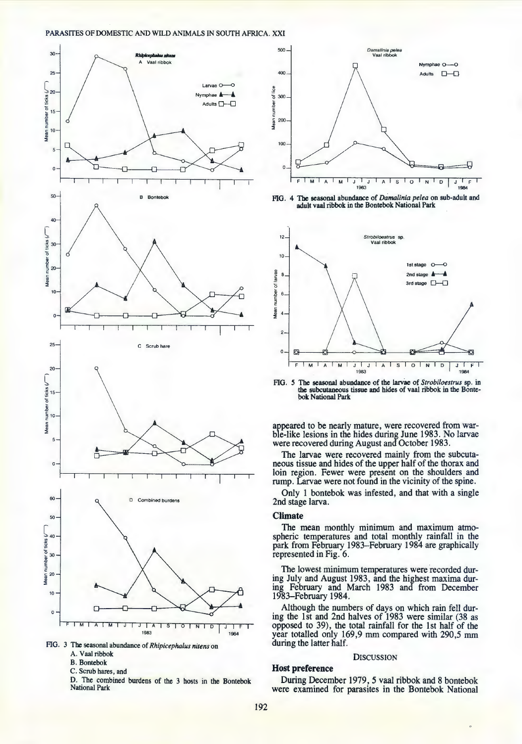FIG. 3 The seasonal abundance of *Rhipicephalus nitens* on
A. Vaal ribbok
B. Bontebok
C. Scrub hares, and
D. The combined burdens of the 3 hosts in the Bontebok National Park

FIG. 4 The seasonal abundance of *Damalinia pelea* on sub-adult and adult vaal ribbok in the Bontebok National Park

FIG. 5 The seasonal abundance of the larvae of *Strobiloestrus* sp. in the subcutaneous tissue and hides of vaal ribbok in the Bontebok National Park

appeared to be nearly mature, were recovered from warble-like lesions in the hides during June 1983. No larvae were recovered during August and October 1983.

The larvae were recovered mainly from the subcutaneous tissue and hides of the upper half of the thorax and loin region. Fewer were present on the shoulders and rump. Larvae were not found in the vicinity of the spine.

Only 1 bontebok was infested, and that with a single 2nd stage larva.

## Climate

The mean monthly minimum and maximum atmospheric temperatures and total monthly rainfall in the park from February 1983–February 1984 are graphically represented in Fig. 6.

The lowest minimum temperatures were recorded during July and August 1983, and the highest maxima during February and March 1983 and from December 1983–February 1984.

Although the numbers of days on which rain fell during the 1st and 2nd halves of 1983 were similar (38 as opposed to 39), the total rainfall for the 1st half of the year totalled only 169,9 mm compared with 290,5 mm during the latter half.

## DISCUSSION

### Host preference

During December 1979, 5 vaal ribbok and 8 bontebok were examined for parasites in the Bontebok National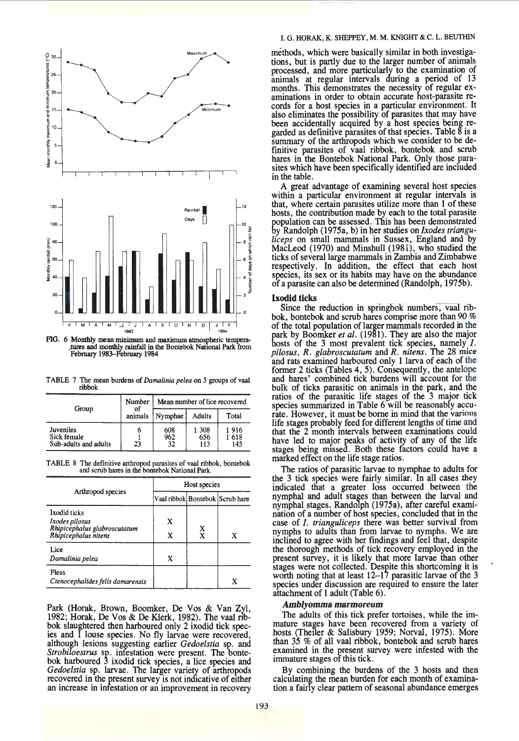FIG. 6 Monthly mean minimum and maximum atmospheric temperatures and monthly rainfall in the Bontebok National Park from February 1983–February 1984

TABLE 7 The mean burdens of *Damalinia pelea* on 3 groups of vaal ribbok

| Group | Number of animals | Mean number of lice recovered | | |
|---|---|---|---|---|
| | | Nymphae | Adults | Total |
| Juveniles | 6 | 608 | 1 308 | 1 916 |
| Sick female | 1 | 962 | 656 | 1 618 |
| Sub-adults and adults | 23 | 32 | 113 | 145 |

TABLE 8 The definitive arthropod parasites of vaal ribbok, bontebok and scrub hares in the bontebok National Park

| Arthropod species | Host species | | |
|---|---|---|---|
| | Vaal ribbok | Bontebok | Scrub hare |
| Ixodid ticks | | | |
| *Ixodes pilosus* | X | | |
| *Rhipicephalus glabroscutatum* | | X | |
| *Rhipicephalus nitens* | X | X | X |
| Lice | | | |
| *Damalinia pelea* | X | | |
| Fleas | | | |
| *Ctenocephalides felis damarensis* | | | X |

Park (Horak, Brown, Boomker, De Vos & Van Zyl, 1982; Horak, De Vos & De Klerk, 1982). The vaal ribbok slaughtered then harboured only 2 ixodid tick species and 1 louse species. No fly larvae were recovered, although lesions suggesting earlier *Gedoelstia* sp. and *Strobiloestrus* sp. infestation were present. The bontebok harboured 3 ixodid tick species, a lice species and *Gedoelstia* sp. larvae. The larger variety of arthropods recovered in the present survey is not indicative of either an increase in infestation or an improvement in recovery methods, which were basically similar in both investigations, but is partly due to the larger number of animals processed, and more particularly to the examination of animals at regular intervals during a period of 13 months. This demonstrates the necessity of regular examinations in order to obtain accurate host-parasite records for a host species in a particular environment. It also eliminates the possibility of parasites that may have been accidentally acquired by a host species being regarded as definitive parasites of that species. Table 8 is a summary of the arthropods which we consider to be definitive parasites of vaal ribbok, bontebok and scrub hares in the Bontebok National Park. Only those parasites which have been specifically identified are included in the table.

A great advantage of examining several host species within a particular environment at regular intervals is that, where certain parasites utilize more than 1 of these hosts, the contribution made by each to the total parasite population can be assessed. This has been demonstrated by Randolph (1975a, b) in her studies on *Ixodes trianguliceps* on small mammals in Sussex, England and by MacLeod (1970) and Minshull (1981), who studied the ticks of several large mammals in Zambia and Zimbabwe respectively. In addition, the effect that each host species, its sex or its habits may have on the abundance of a parasite can also be determined (Randolph, 1975b).

### Ixodid ticks

Since the reduction in springbok numbers, vaal ribbok, bontebok and scrub hares comprise more than 90 % of the total population of larger mammals recorded in the park by Boomker *et al*. (1981). They are also the major hosts of the 3 most prevalent tick species, namely *I. pilosus*, *R. glabroscutatum* and *R. nitens*. The 28 mice and rats examined harboured only 1 larva of each of the former 2 ticks (Tables 4, 5). Consequently, the antelope and hares' combined tick burdens will account for the bulk of ticks parasitic on animals in the park, and the ratios of the parasitic life stages of the 3 major tick species summarized in Table 6 will be reasonably accurate. However, it must be borne in mind that the various life stages probably feed for different lengths of time and that the 2 month intervals between examinations could have led to major peaks of activity of any of the life stages being missed. Both these factors could have a marked effect on the life stage ratios.

The ratios of parasitic larvae to nymphae to adults for the 3 tick species were fairly similar. In all cases they indicated that a greater loss occurred between the nymphal and adult stages than between the larval and nymphal stages. Randolph (1975a), after careful examination of a number of host species, concluded that in the case of *I. trianguliceps* there was better survival from nymphs to adults than from larvae to nymphs. We are inclined to agree with her findings and feel that, despite the thorough methods of tick recovery employed in the present survey, it is likely that more larvae than other stages were not collected. Despite this shortcoming it is worth noting that at least 12–17 parasitic larvae of the 3 species under discussion are required to ensure the later attachment of 1 adult (Table 6).

#### *Amblyomma marmoreum*

The adults of this tick prefer tortoises, while the immature stages have been recovered from a variety of hosts (Theiler & Salisbury 1959; Norval, 1975). More than 35 % of all vaal ribbok, bontebok and scrub hares examined in the present survey were infested with the immature stages of this tick.

By combining the burdens of the 3 hosts and then calculating the mean burden for each month of examination a fairly clear pattern of seasonal abundance emerges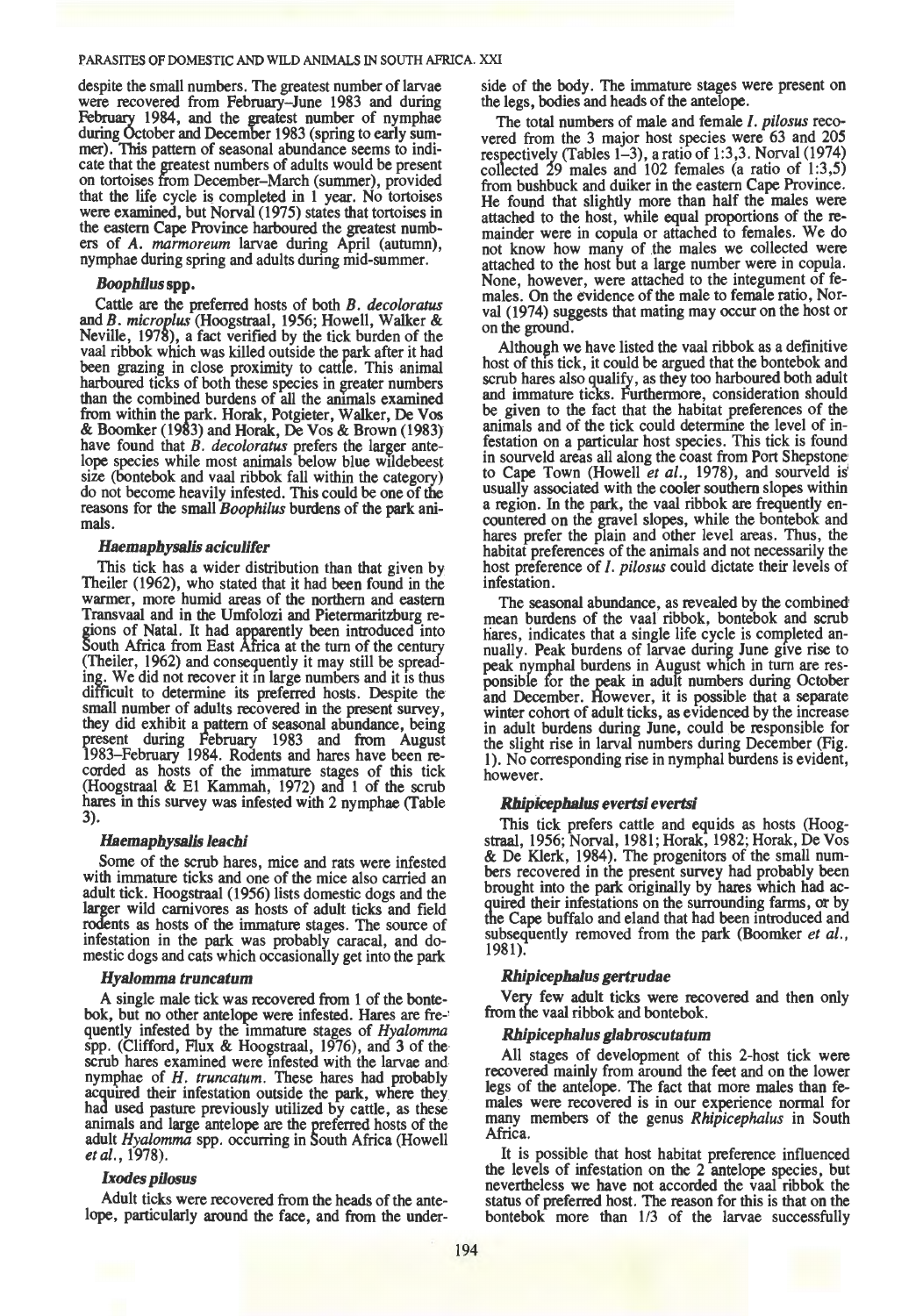despite the small numbers. The greatest number of larvae were recovered from February–June 1983 and during February 1984, and the greatest number of nymphae during October and December 1983 (spring to early summer). This pattern of seasonal abundance seems to indicate that the greatest numbers of adults would be present on tortoises from December–March (summer), provided that the life cycle is completed in 1 year. No tortoises were examined, but Norval (1975) states that tortoises in the eastern Cape Province harboured the greatest numbers of *A. marmoreum* larvae during April (autumn), nymphae during spring and adults during mid-summer.

### *Boophilus* spp.

Cattle are the preferred hosts of both *B. decoloratus* and *B. microplus* (Hoogstraal, 1956; Howell, Walker & Neville, 1978), a fact verified by the tick burden of the vaal ribbok which was killed outside the park after it had been grazing in close proximity to cattle. This animal harboured ticks of both these species in greater numbers than the combined burdens of all the animals examined from within the park. Horak, Potgieter, Walker, De Vos & Boomker (1983) and Horak, De Vos & Brown (1983) have found that *B. decoloratus* prefers the larger antelope species while most animals below blue wildebeest size (bontebok and vaal ribbok fall within the category) do not become heavily infested. This could be one of the reasons for the small *Boophilus* burdens of the park animals.

### *Haemaphysalis aciculifer*

This tick has a wider distribution than that given by Theiler (1962), who stated that it had been found in the warmer, more humid areas of the northern and eastern Transvaal and in the Umfolozi and Pietermaritzburg regions of Natal. It had apparently been introduced into South Africa from East Africa at the turn of the century (Theiler, 1962) and consequently it may still be spreading. We did not recover it in large numbers and it is thus difficult to determine its preferred hosts. Despite the small number of adults recovered in the present survey, they did exhibit a pattern of seasonal abundance, being present during February 1983 and from August 1983–February 1984. Rodents and hares have been recorded as hosts of the immature stages of this tick (Hoogstraal & El Kammah, 1972) and 1 of the scrub hares in this survey was infested with 2 nymphae (Table 3).

### *Haemaphysalis leachi*

Some of the scrub hares, mice and rats were infested with immature ticks and one of the mice also carried an adult tick. Hoogstraal (1956) lists domestic dogs and the larger wild carnivores as hosts of adult ticks and field rodents as hosts of the immature stages. The source of infestation in the park was probably caracal, and domestic dogs and cats which occasionally get into the park

### *Hyalomma truncatum*

A single male tick was recovered from 1 of the bontebok, but no other antelope were infested. Hares are frequently infested by the immature stages of *Hyalomma* spp. (Clifford, Flux & Hoogstraal, 1976), and 3 of the scrub hares examined were infested with the larvae and nymphae of *H. truncatum*. These hares had probably acquired their infestation outside the park, where they had used pasture previously utilized by cattle, as these animals and large antelope are the preferred hosts of the adult *Hyalomma* spp. occurring in South Africa (Howell *et al.*, 1978).

### *Ixodes pilosus*

Adult ticks were recovered from the heads of the antelope, particularly around the face, and from the underside of the body. The immature stages were present on the legs, bodies and heads of the antelope.

The total numbers of male and female *I. pilosus* recovered from the 3 major host species were 63 and 205 respectively (Tables 1–3), a ratio of 1:3,3. Norval (1974) collected 29 males and 102 females (a ratio of 1:3,5) from bushbuck and duiker in the eastern Cape Province. He found that slightly more than half the males were attached to the host, while equal proportions of the remainder were in copula or attached to females. We do not know how many of the males we collected were attached to the host but a large number were in copula. None, however, were attached to the integument of females. On the evidence of the male to female ratio, Norval (1974) suggests that mating may occur on the host or on the ground.

Although we have listed the vaal ribbok as a definitive host of this tick, it could be argued that the bontebok and scrub hares also qualify, as they too harboured both adult and immature ticks. Furthermore, consideration should be given to the fact that the habitat preferences of the animals and of the tick could determine the level of infestation on a particular host species. This tick is found in sourveld areas all along the coast from Port Shepstone to Cape Town (Howell *et al.*, 1978), and sourveld is usually associated with the cooler southern slopes within a region. In the park, the vaal ribbok are frequently encountered on the gravel slopes, while the bontebok and hares prefer the plain and other level areas. Thus, the habitat preferences of the animals and not necessarily the host preference of *I. pilosus* could dictate their levels of infestation.

The seasonal abundance, as revealed by the combined mean burdens of the vaal ribbok, bontebok and scrub hares, indicates that a single life cycle is completed annually. Peak burdens of larvae during June give rise to peak nymphal burdens in August which in turn are responsible for the peak in adult numbers during October and December. However, it is possible that a separate winter cohort of adult ticks, as evidenced by the increase in adult burdens during June, could be responsible for the slight rise in larval numbers during December (Fig. 1). No corresponding rise in nymphal burdens is evident, however.

### *Rhipicephalus evertsi evertsi*

This tick prefers cattle and equids as hosts (Hoogstraal, 1956; Norval, 1981; Horak, 1982; Horak, De Vos & De Klerk, 1984). The progenitors of the small numbers recovered in the present survey had probably been brought into the park originally by hares which had acquired their infestations on the surrounding farms, or by the Cape buffalo and eland that had been introduced and subsequently removed from the park (Boomker *et al.*, 1981).

### *Rhipicephalus gertrudae*

Very few adult ticks were recovered and then only from the vaal ribbok and bontebok.

### *Rhipicephalus glabroscutatum*

All stages of development of this 2-host tick were recovered mainly from around the feet and on the lower legs of the antelope. The fact that more males than females were recovered is in our experience normal for many members of the genus *Rhipicephalus* in South Africa.

It is possible that host habitat preference influenced the levels of infestation on the 2 antelope species, but nevertheless we have not accorded the vaal ribbok the status of preferred host. The reason for this is that on the bontebok more than 1/3 of the larvae successfully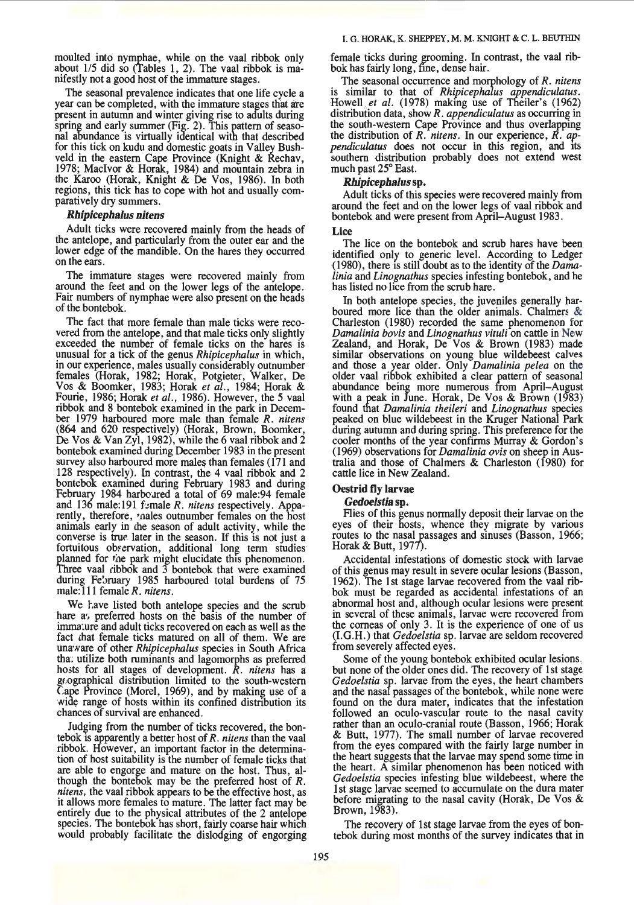moulted into nymphae, while on the vaal ribbok only about 1/5 did so (Tables 1, 2). The vaal ribbok is manifestly not a good host of the immature stages.

The seasonal prevalence indicates that one life cycle a year can be completed, with the immature stages that are present in autumn and winter giving rise to adults during spring and early summer (Fig. 2). This pattern of seasonal abundance is virtually identical with that described for this tick on kudu and domestic goats in Valley Bushveld in the eastern Cape Province (Knight & Rechav, 1978; MacIvor & Horak, 1984) and mountain zebra in the Karoo (Horak, Knight & De Vos, 1986). In both regions, this tick has to cope with hot and usually comparatively dry summers.

#### *Rhipicephalus nitens*

Adult ticks were recovered mainly from the heads of the antelope, and particularly from the outer ear and the lower edge of the mandible. On the hares they occurred on the ears.

The immature stages were recovered mainly from around the feet and on the lower legs of the antelope. Fair numbers of nymphae were also present on the heads of the bontebok.

The fact that more female than male ticks were recovered from the antelope, and that male ticks only slightly exceeded the number of female ticks on the hares is unusual for a tick of the genus *Rhipicephalus* in which, in our experience, males usually considerably outnumber females (Horak, 1982; Horak, Potgieter, Walker, De Vos & Boomker, 1983; Horak *et al.*, 1984; Horak & Fourie, 1986; Horak *et al.*, 1986). However, the 5 vaal ribbok and 8 bontebok examined in the park in December 1979 harboured more male than female *R. nitens* (864 and 620 respectively) (Horak, Brown, Boomker, De Vos & Van Zyl, 1982), while the 6 vaal ribbok and 2 bontebok examined during December 1983 in the present survey also harboured more males than females (171 and 128 respectively). In contrast, the 4 vaal ribbok and 2 bontebok examined during February 1983 and during February 1984 harboured a total of 69 male:94 female and 136 male:191 female *R. nitens* respectively. Apparently, therefore, males outnumber females on the host animals early in the season of adult activity, while the converse is true later in the season. If this is not just a fortuitous observation, additional long term studies planned for the park might elucidate this phenomenon. Three vaal ribbok and 3 bontebok that were examined during February 1985 harboured total burdens of 75 male:111 female *R. nitens*.

We have listed both antelope species and the scrub hare as preferred hosts on the basis of the number of immature and adult ticks recovered on each as well as the fact that female ticks matured on all of them. We are unaware of other *Rhipicephalus* species in South Africa that utilize both ruminants and lagomorphs as preferred hosts for all stages of development. *R. nitens* has a geographical distribution limited to the south-western Cape Province (Morel, 1969), and by making use of a wide range of hosts within its confined distribution its chances of survival are enhanced.

Judging from the number of ticks recovered, the bontebok is apparently a better host of *R. nitens* than the vaal ribbok. However, an important factor in the determination of host suitability is the number of female ticks that are able to engorge and mature on the host. Thus, although the bontebok may be the preferred host of *R. nitens*, the vaal ribbok appears to be the effective host, as it allows more females to mature. The latter fact may be entirely due to the physical attributes of the 2 antelope species. The bontebok has short, fairly coarse hair which would probably facilitate the dislodging of engorging female ticks during grooming. In contrast, the vaal ribbok has fairly long, fine, dense hair.

The seasonal occurrence and morphology of *R. nitens* is similar to that of *Rhipicephalus appendiculatus*. Howell *et al.* (1978) making use of Theiler's (1962) distribution data, show *R. appendiculatus* as occurring in the south-western Cape Province and thus overlapping the distribution of *R. nitens*. In our experience, *R. appendiculatus* does not occur in this region, and its southern distribution probably does not extend west much past 25° East.

#### *Rhipicephalus* sp.

Adult ticks of this species were recovered mainly from around the feet and on the lower legs of vaal ribbok and bontebok and were present from April–August 1983.

### Lice

The lice on the bontebok and scrub hares have been identified only to generic level. According to Ledger (1980), there is still doubt as to the identity of the *Damalinia* and *Linognathus* species infesting bontebok, and he has listed no lice from the scrub hare.

In both antelope species, the juveniles generally harboured more lice than the older animals. Chalmers & Charleston (1980) recorded the same phenomenon for *Damalinia bovis* and *Linognathus vituli* on cattle in New Zealand, and Horak, De Vos & Brown (1983) made similar observations on young blue wildebeest calves and those a year older. Only *Damalinia pelea* on the older vaal ribbok exhibited a clear pattern of seasonal abundance being more numerous from April–August with a peak in June. Horak, De Vos & Brown (1983) found that *Damalinia theileri* and *Linognathus* species peaked on blue wildebeest in the Kruger National Park during autumn and during spring. This preference for the cooler months of the year confirms Murray & Gordon's (1969) observations for *Damalinia ovis* on sheep in Australia and those of Chalmers & Charleston (1980) for cattle lice in New Zealand.

### Oestrid fly larvae

#### *Gedoelstia* sp.

Flies of this genus normally deposit their larvae on the eyes of their hosts, whence they migrate by various routes to the nasal passages and sinuses (Basson, 1966; Horak & Butt, 1977).

Accidental infestations of domestic stock with larvae of this genus may result in severe ocular lesions (Basson, 1962). The 1st stage larvae recovered from the vaal ribbok must be regarded as accidental infestations of an abnormal host and, although ocular lesions were present in several of these animals, larvae were recovered from the corneas of only 3. It is the experience of one of us (I.G.H.) that *Gedoelstia* sp. larvae are seldom recovered from severely affected eyes.

Some of the young bontebok exhibited ocular lesions, but none of the older ones did. The recovery of 1st stage *Gedoelstia* sp. larvae from the eyes, the heart chambers and the nasal passages of the bontebok, while none were found on the dura mater, indicates that the infestation followed an oculo-vascular route to the nasal cavity rather than an oculo-cranial route (Basson, 1966; Horak & Butt, 1977). The small number of larvae recovered from the eyes compared with the fairly large number in the heart suggests that the larvae may spend some time in the heart. A similar phenomenon has been noticed with *Gedoelstia* species infesting blue wildebeest, where the 1st stage larvae seemed to accumulate on the dura mater before migrating to the nasal cavity (Horak, De Vos & Brown, 1983).

The recovery of 1st stage larvae from the eyes of bontebok during most months of the survey indicates that in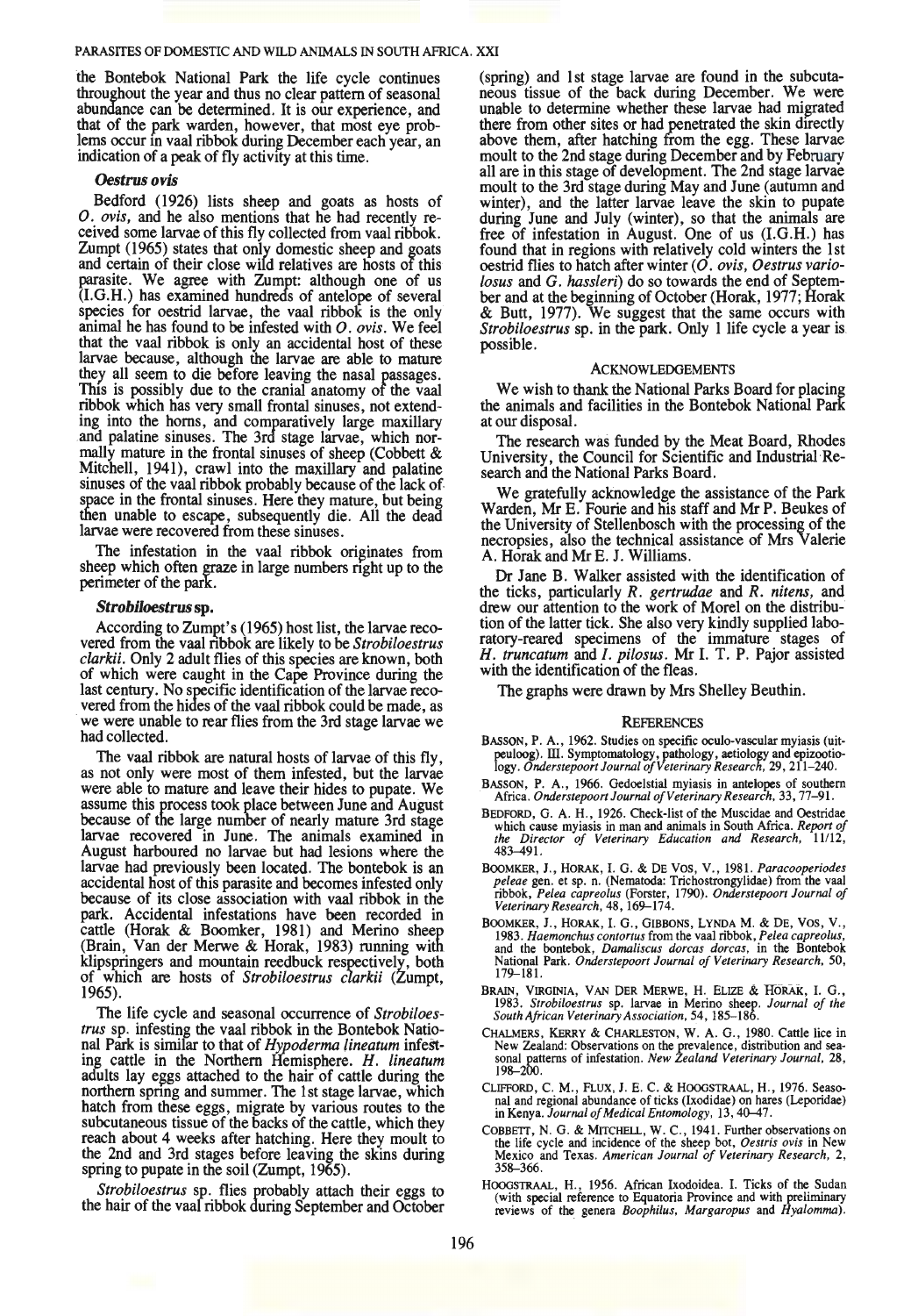the Bontebok National Park the life cycle continues throughout the year and thus no clear pattern of seasonal abundance can be determined. It is our experience, and that of the park warden, however, that most eye problems occur in vaal ribbok during December each year, an indication of a peak of fly activity at this time.

### *Oestrus ovis*

Bedford (1926) lists sheep and goats as hosts of *O. ovis*, and he also mentions that he had recently received some larvae of this fly collected from vaal ribbok. Zumpt (1965) states that only domestic sheep and goats and certain of their close wild relatives are hosts of this parasite. We agree with Zumpt: although one of us (I.G.H.) has examined hundreds of antelope of several species for oestrid larvae, the vaal ribbok is the only animal he has found to be infested with *O. ovis*. We feel that the vaal ribbok is only an accidental host of these larvae because, although the larvae are able to mature they all seem to die before leaving the nasal passages. This is possibly due to the cranial anatomy of the vaal ribbok which has very small frontal sinuses, not extending into the horns, and comparatively large maxillary and palatine sinuses. The 3rd stage larvae, which normally mature in the frontal sinuses of sheep (Cobbett & Mitchell, 1941), crawl into the maxillary and palatine sinuses of the vaal ribbok probably because of the lack of space in the frontal sinuses. Here they mature, but being then unable to escape, subsequently die. All the dead larvae were recovered from these sinuses.

The infestation in the vaal ribbok originates from sheep which often graze in large numbers right up to the perimeter of the park.

### *Strobiloestrus* sp.

According to Zumpt's (1965) host list, the larvae recovered from the vaal ribbok are likely to be *Strobiloestrus clarkii*. Only 2 adult flies of this species are known, both of which were caught in the Cape Province during the last century. No specific identification of the larvae recovered from the hides of the vaal ribbok could be made, as we were unable to rear flies from the 3rd stage larvae we had collected.

The vaal ribbok are natural hosts of larvae of this fly, as not only were most of them infested, but the larvae were able to mature and leave their hides to pupate. We assume this process took place between June and August because of the large number of nearly mature 3rd stage larvae recovered in June. The animals examined in August harboured no larvae but had lesions where the larvae had previously been located. The bontebok is an accidental host of this parasite and becomes infested only because of its close association with vaal ribbok in the park. Accidental infestations have been recorded in cattle (Horak & Boomker, 1981) and Merino sheep (Brain, Van der Merwe & Horak, 1983) running with klipspringers and mountain reedbuck respectively, both of which are hosts of *Strobiloestrus clarkii* (Zumpt, 1965).

The life cycle and seasonal occurrence of *Strobiloestrus* sp. infesting the vaal ribbok in the Bontebok National Park is similar to that of *Hypoderma lineatum* infesting cattle in the Northern Hemisphere. *H. lineatum* adults lay eggs attached to the hair of cattle during the northern spring and summer. The 1st stage larvae, which hatch from these eggs, migrate by various routes to the subcutaneous tissue of the backs of the cattle, which they reach about 4 weeks after hatching. Here they moult to the 2nd and 3rd stages before leaving the skins during spring to pupate in the soil (Zumpt, 1965).

*Strobiloestrus* sp. flies probably attach their eggs to the hair of the vaal ribbok during September and October (spring) and 1st stage larvae are found in the subcutaneous tissue of the back during December. We were unable to determine whether these larvae had migrated there from other sites or had penetrated the skin directly above them, after hatching from the egg. These larvae moult to the 2nd stage during December and by February all are in this stage of development. The 2nd stage larvae moult to the 3rd stage during May and June (autumn and winter), and the latter larvae leave the skin to pupate during June and July (winter), so that the animals are free of infestation in August. One of us (I.G.H.) has found that in regions with relatively cold winters the 1st oestrid flies to hatch after winter (*O. ovis*, *Oestrus variolosus* and *G. hassleri*) do so towards the end of September and at the beginning of October (Horak, 1977; Horak & Butt, 1977). We suggest that the same occurs with *Strobiloestrus* sp. in the park. Only 1 life cycle a year is possible.

## ACKNOWLEDGEMENTS

We wish to thank the National Parks Board for placing the animals and facilities in the Bontebok National Park at our disposal.

The research was funded by the Meat Board, Rhodes University, the Council for Scientific and Industrial Research and the National Parks Board.

We gratefully acknowledge the assistance of the Park Warden, Mr E. Fourie and his staff and Mr P. Beukes of the University of Stellenbosch with the processing of the necropsies, also the technical assistance of Mrs Valerie A. Horak and Mr E. J. Williams.

Dr Jane B. Walker assisted with the identification of the ticks, particularly *R. gertrudae* and *R. nitens*, and drew our attention to the work of Morel on the distribution of the latter tick. She also very kindly supplied laboratory-reared specimens of the immature stages of *H. truncatum* and *I. pilosus*. Mr I. T. P. Pajor assisted with the identification of the fleas.

The graphs were drawn by Mrs Shelley Beuthin.

## REFERENCES

BASSON, P. A., 1962. Studies on specific oculo-vascular myiasis (uitpeuloog). III. Symptomatology, pathology, aetiology and epizootiology. *Onderstepoort Journal of Veterinary Research*, 29, 211–240.

BASSON, P. A., 1966. Gedoelstial myiasis in antelopes of southern Africa. *Onderstepoort Journal of Veterinary Research*, 33, 77–91.

BEDFORD, G. A. H., 1926. Check-list of the Muscidae and Oestridae which cause myiasis in man and animals in South Africa. *Report of the Director of Veterinary Education and Research*, 11/12, 483–491.

BOOMKER, J., HORAK, I. G. & DE VOS, V., 1981. *Paracooperiodes peleae* gen. et sp. n. (Nematoda: Trichostrongylidae) from the vaal ribbok, *Pelea capreolus* (Forster, 1790). *Onderstepoort Journal of Veterinary Research*, 48, 169–174.

BOOMKER, J., HORAK, I. G., GIBBONS, LYNDA M. & DE VOS, V., 1983. *Haemonchus contortus* from the vaal ribbok, *Pelea capreolus*, and the bontebok, *Damaliscus dorcas dorcas*, in the Bontebok National Park. *Onderstepoort Journal of Veterinary Research*, 50, 179–181.

BRAIN, VIRGINIA, VAN DER MERWE, H. ELIZE & HORAK, I. G., 1983. *Strobiloestrus* sp. larvae in Merino sheep. *Journal of the South African Veterinary Association*, 54, 185–186.

CHALMERS, KERRY & CHARLESTON, W. A. G., 1980. Cattle lice in New Zealand: Observations on the prevalence, distribution and seasonal patterns of infestation. *New Zealand Veterinary Journal*, 28, 198–200.

CLIFFORD, C. M., FLUX, J. E. C. & HOOGSTRAAL, H., 1976. Seasonal and regional abundance of ticks (Ixodidae) on hares (Leporidae) in Kenya. *Journal of Medical Entomology*, 13, 40–47.

COBBETT, N. G. & MITCHELL, W. C., 1941. Further observations on the life cycle and incidence of the sheep bot, *Oestris ovis* in New Mexico and Texas. *American Journal of Veterinary Research*, 2, 358–366.

HOOGSTRAAL, H., 1956. African Ixodoidea. I. Ticks of the Sudan (with special reference to Equatoria Province and with preliminary reviews of the genera *Boophilus*, *Margaropus* and *Hyalomma*).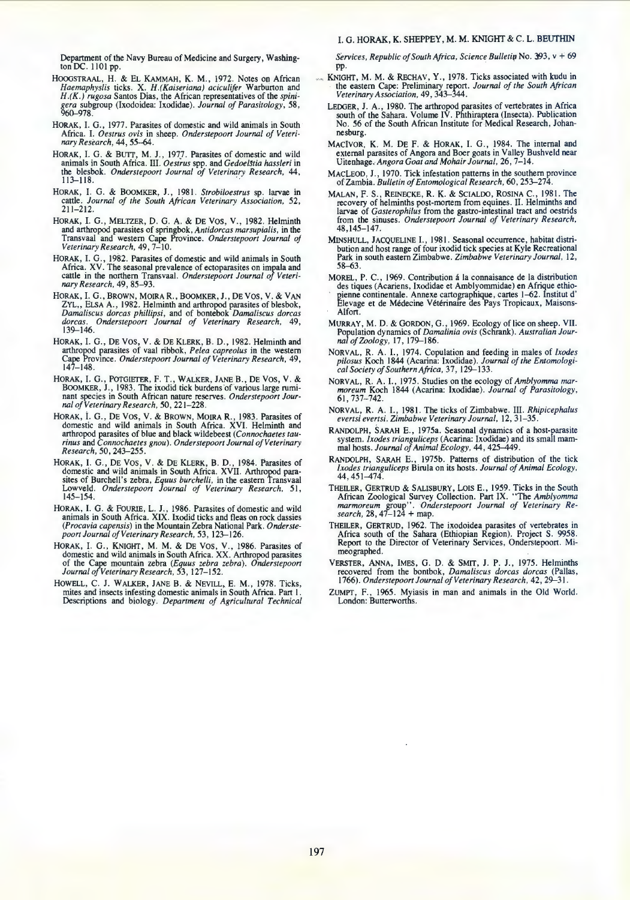Department of the Navy Bureau of Medicine and Surgery, Washington DC. 1101 pp.

HOOGSTRAAL, H. & EL KAMMAH, K. M., 1972. Notes on African *Haemaphyslis* ticks. X. *H.(Kaiseriana) aciculifer* Warburton and *H.(K.) rugosa* Santos Dias, the African representatives of the *spinigera* subgroup (Ixodoidea: Ixodidae). *Journal of Parasitology*, 58, 960–978.

HORAK, I. G., 1977. Parasites of domestic and wild animals in South Africa. I. *Oestrus ovis* in sheep. *Onderstepoort Journal of Veterinary Research*, 44, 55–64.

HORAK, I. G. & BUTT, M. J., 1977. Parasites of domestic and wild animals in South Africa. III. *Oestrus* spp. and *Gedoelstia hassleri* in the blesbok. *Onderstepoort Journal of Veterinary Research*, 44, 113–118.

HORAK, I. G. & BOOMKER, J., 1981. *Strobiloestrus* sp. larvae in cattle. *Journal of the South African Veterinary Association*, 52, 211–212.

HORAK, I. G., MELTZER, D. G. A. & DE VOS, V., 1982. Helminth and arthropod parasites of springbok, *Antidorcas marsupialis*, in the Transvaal and western Cape Province. *Onderstepoort Journal of Veterinary Research*, 49, 7–10.

HORAK, I. G., 1982. Parasites of domestic and wild animals in South Africa. XV. The seasonal prevalence of ectoparasites on impala and cattle in the northern Transvaal. *Onderstepoort Journal of Veterinary Research*, 49, 85–93.

HORAK, I. G., BROWN, MOIRA R., BOOMKER, J., DE VOS, V. & VAN ZYL, ELSA A., 1982. Helminth and arthropod parasites of blesbok, *Damaliscus dorcas phillipsi*, and of bontebok *Damaliscus dorcas dorcas*. *Onderstepoort Journal of Veterinary Research*, 49, 139–146.

HORAK, I. G., DE VOS, V. & DE KLERK, B. D., 1982. Helminth and arthropod parasites of vaal ribbok, *Pelea capreolus* in the western Cape Province. *Onderstepoort Journal of Veterinary Research*, 49, 147–148.

HORAK, I. G., POTGIETER, F. T., WALKER, JANE B., DE VOS, V. & BOOMKER, J., 1983. The ixodid tick burdens of various large ruminant species in South African nature reserves. *Onderstepoort Journal of Veterinary Research*, 50, 221–228.

HORAK, I. G., DE VOS, V. & BROWN, MOIRA R., 1983. Parasites of domestic and wild animals in South Africa. XVI. Helminth and arthropod parasites of blue and black wildebeest (*Connochaetes taurinus* and *Connochaetes gnou*). *Onderstepoort Journal of Veterinary Research*, 50, 243–255.

HORAK, I. G., DE VOS, V. & DE KLERK, B. D., 1984. Parasites of domestic and wild animals in South Africa. XVII. Arthropod parasites of Burchell's zebra, *Equus burchelli*, in the eastern Transvaal Lowveld. *Onderstepoort Journal of Veterinary Research*, 51, 145–154.

HORAK, I. G. & FOURIE, L. J., 1986. Parasites of domestic and wild animals in South Africa. XIX. Ixodid ticks and fleas on rock dassies (*Procavia capensis*) in the Mountain Zebra National Park. *Onderstepoort Journal of Veterinary Research*, 53, 123–126.

HORAK, I. G., KNIGHT, M. M. & DE VOS, V., 1986. Parasites of domestic and wild animals in South Africa. XX. Arthropod parasites of the Cape mountain zebra (*Equus zebra zebra*). *Onderstepoort Journal of Veterinary Research*, 53, 127–152.

HOWELL, C. J. WALKER, JANE B. & NEVILL, E. M., 1978. Ticks, mites and insects infesting domestic animals in South Africa. Part 1. Descriptions and biology. *Department of Agricultural Technical Services, Republic of South Africa, Science Bulletin* No. 393, v + 69 pp.

KNIGHT, M. M. & RECHAV, Y., 1978. Ticks associated with kudu in the eastern Cape: Preliminary report. *Journal of the South African Veterinary Association*, 49, 343–344.

LEDGER, J. A., 1980. The arthropod parasites of vertebrates in Africa south of the Sahara. Volume IV. Phthiraptera (Insecta). Publication No. 56 of the South African Institute for Medical Research, Johannesburg.

MACIVOR, K. M. DE F. & HORAK, I. G., 1984. The internal and external parasites of Angora and Boer goats in Valley Bushveld near Uitenhage. *Angora Goat and Mohair Journal*, 26, 7–14.

MACLEOD, J., 1970. Tick infestation patterns in the southern province of Zambia. *Bulletin of Entomological Research*, 60, 253–274.

MALAN, F. S., REINECKE, R. K. & SCIALDO, ROSINA C., 1981. The recovery of helminths post-mortem from equines. II. Helminths and larvae of *Gasterophilus* from the gastro-intestinal tract and oestrids from the sinuses. *Onderstepoort Journal of Veterinary Research*, 48, 145–147.

MINSHULL, JACQUELINE I., 1981. Seasonal occurrence, habitat distribution and host range of four ixodid tick species at Kyle Recreational Park in south eastern Zimbabwe. *Zimbabwe Veterinary Journal*, 12, 58–63.

MOREL, P. C., 1969. Contribution á la connaisance de la distribution des tiques (Acariens, Ixodidae et Amblyommidae) en Afrique ethiopienne continentale. Annexe cartographique, cartes 1–62. Institut d' Élevage et de Médecine Vétérinaire des Pays Tropicaux, Maisons-Alfort.

MURRAY, M. D. & GORDON, G., 1969. Ecology of lice on sheep. VII. Population dynamics of *Damalinia ovis* (Schrank). *Australian Journal of Zoology*, 17, 179–186.

NORVAL, R. A. I., 1974. Copulation and feeding in males of *Ixodes pilosus* Koch 1844 (Acarina: Ixodidae). *Journal of the Entomological Society of Southern Africa*, 37, 129–133.

NORVAL, R. A. I., 1975. Studies on the ecology of *Amblyomma marmoreum* Koch 1844 (Acarina: Ixodidae). *Journal of Parasitology*, 61, 737–742.

NORVAL, R. A. I., 1981. The ticks of Zimbabwe. III. *Rhipicephalus evertsi evertsi*. *Zimbabwe Veterinary Journal*, 12, 31–35.

RANDOLPH, SARAH E., 1975a. Seasonal dynamics of a host-parasite system. *Ixodes trianguliceps* (Acarina: Ixodidae) and its small mammal hosts. *Journal of Animal Ecology*, 44, 425–449.

RANDOLPH, SARAH E., 1975b. Patterns of distribution of the tick *Ixodes trianguliceps* Birula on its hosts. *Journal of Animal Ecology*, 44, 451–474.

THEILER, GERTRUD & SALISBURY, LOIS E., 1959. Ticks in the South African Zoological Survey Collection. Part IX. "The *Amblyomma marmoreum* group". *Onderstepoort Journal of Veterinary Research*, 28, 47–124 + map.

THEILER, GERTRUD, 1962. The ixodoidea parasites of vertebrates in Africa south of the Sahara (Ethiopian Region). Project S. 9958. Report to the Director of Veterinary Services, Onderstepoort. Mimeographed.

VERSTER, ANNA, IMES, G. D. & SMIT, J. P. J., 1975. Helminths recovered from the bontbok, *Damaliscus dorcas dorcas* (Pallas, 1766). *Onderstepoort Journal of Veterinary Research*, 42, 29–31.

ZUMPT, F., 1965. Myiasis in man and animals in the Old World. London: Butterworths.